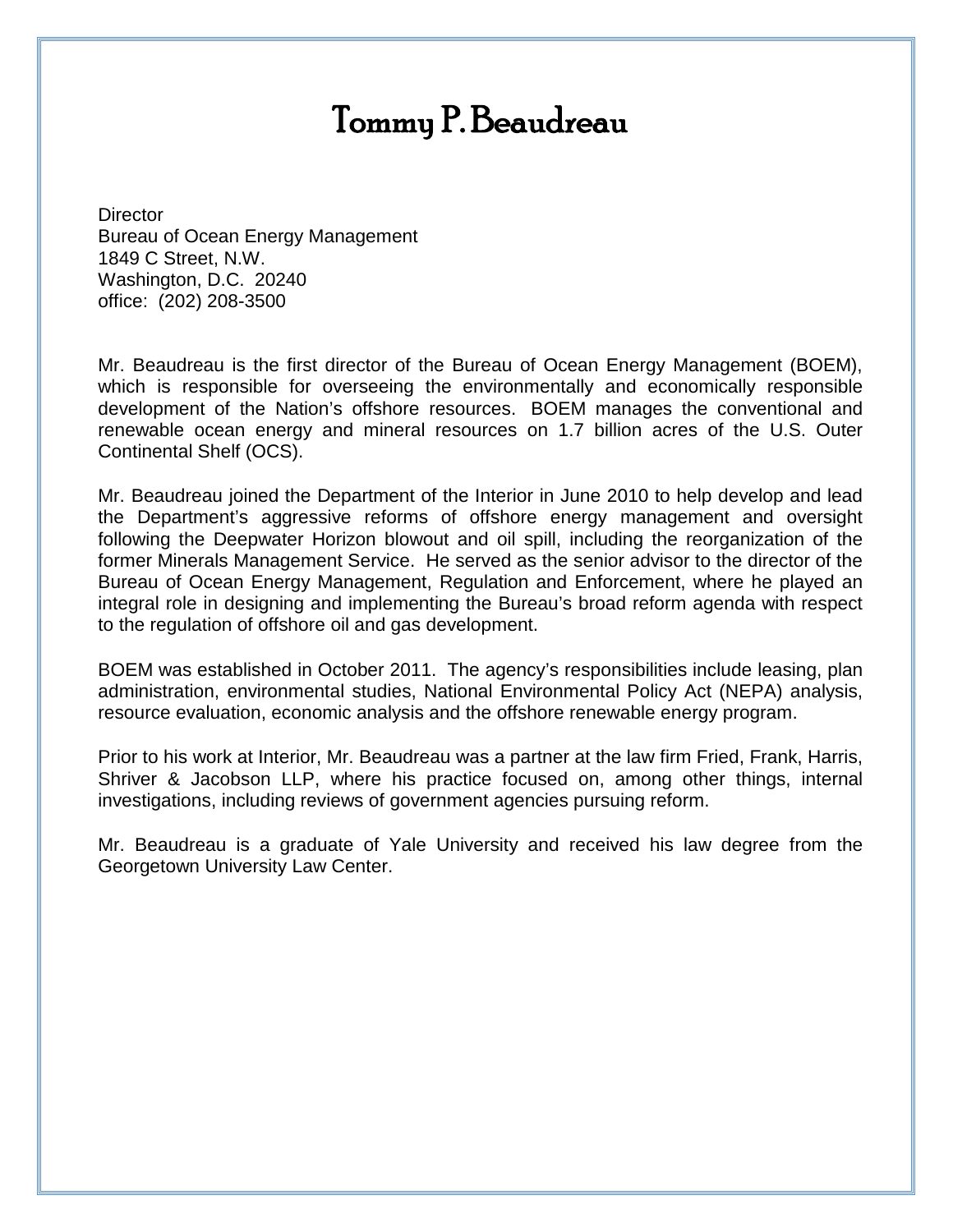# Tommy P. Beaudreau

Director
Bureau of Ocean Energy Management
1849 C Street, N.W.
Washington, D.C. 20240
office: (202) 208-3500

Mr. Beaudreau is the first director of the Bureau of Ocean Energy Management (BOEM), which is responsible for overseeing the environmentally and economically responsible development of the Nation's offshore resources. BOEM manages the conventional and renewable ocean energy and mineral resources on 1.7 billion acres of the U.S. Outer Continental Shelf (OCS).

Mr. Beaudreau joined the Department of the Interior in June 2010 to help develop and lead the Department's aggressive reforms of offshore energy management and oversight following the Deepwater Horizon blowout and oil spill, including the reorganization of the former Minerals Management Service. He served as the senior advisor to the director of the Bureau of Ocean Energy Management, Regulation and Enforcement, where he played an integral role in designing and implementing the Bureau's broad reform agenda with respect to the regulation of offshore oil and gas development.

BOEM was established in October 2011. The agency's responsibilities include leasing, plan administration, environmental studies, National Environmental Policy Act (NEPA) analysis, resource evaluation, economic analysis and the offshore renewable energy program.

Prior to his work at Interior, Mr. Beaudreau was a partner at the law firm Fried, Frank, Harris, Shriver & Jacobson LLP, where his practice focused on, among other things, internal investigations, including reviews of government agencies pursuing reform.

Mr. Beaudreau is a graduate of Yale University and received his law degree from the Georgetown University Law Center.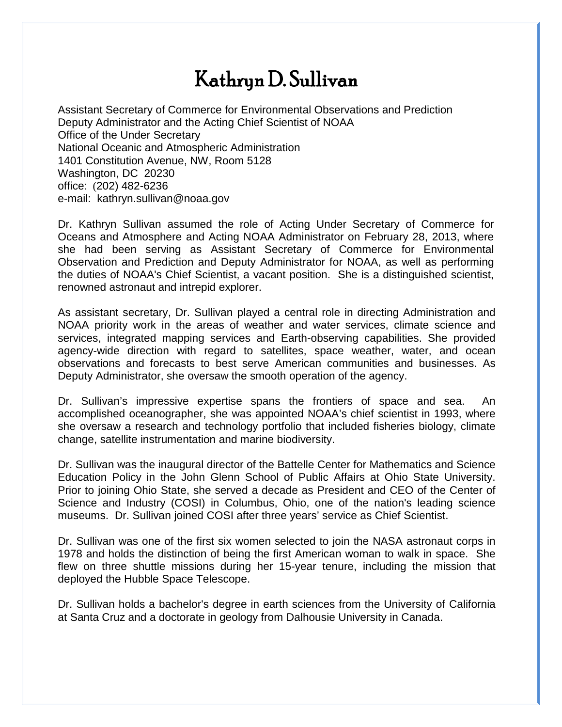# Kathryn D. Sullivan

Assistant Secretary of Commerce for Environmental Observations and Prediction
Deputy Administrator and the Acting Chief Scientist of NOAA
Office of the Under Secretary
National Oceanic and Atmospheric Administration
1401 Constitution Avenue, NW, Room 5128
Washington, DC 20230
office: (202) 482-6236
e-mail: kathryn.sullivan@noaa.gov

Dr. Kathryn Sullivan assumed the role of Acting Under Secretary of Commerce for Oceans and Atmosphere and Acting NOAA Administrator on February 28, 2013, where she had been serving as Assistant Secretary of Commerce for Environmental Observation and Prediction and Deputy Administrator for NOAA, as well as performing the duties of NOAA's Chief Scientist, a vacant position. She is a distinguished scientist, renowned astronaut and intrepid explorer.

As assistant secretary, Dr. Sullivan played a central role in directing Administration and NOAA priority work in the areas of weather and water services, climate science and services, integrated mapping services and Earth-observing capabilities. She provided agency-wide direction with regard to satellites, space weather, water, and ocean observations and forecasts to best serve American communities and businesses. As Deputy Administrator, she oversaw the smooth operation of the agency.

Dr. Sullivan's impressive expertise spans the frontiers of space and sea. An accomplished oceanographer, she was appointed NOAA's chief scientist in 1993, where she oversaw a research and technology portfolio that included fisheries biology, climate change, satellite instrumentation and marine biodiversity.

Dr. Sullivan was the inaugural director of the Battelle Center for Mathematics and Science Education Policy in the John Glenn School of Public Affairs at Ohio State University. Prior to joining Ohio State, she served a decade as President and CEO of the Center of Science and Industry (COSI) in Columbus, Ohio, one of the nation's leading science museums. Dr. Sullivan joined COSI after three years' service as Chief Scientist.

Dr. Sullivan was one of the first six women selected to join the NASA astronaut corps in 1978 and holds the distinction of being the first American woman to walk in space. She flew on three shuttle missions during her 15-year tenure, including the mission that deployed the Hubble Space Telescope.

Dr. Sullivan holds a bachelor's degree in earth sciences from the University of California at Santa Cruz and a doctorate in geology from Dalhousie University in Canada.